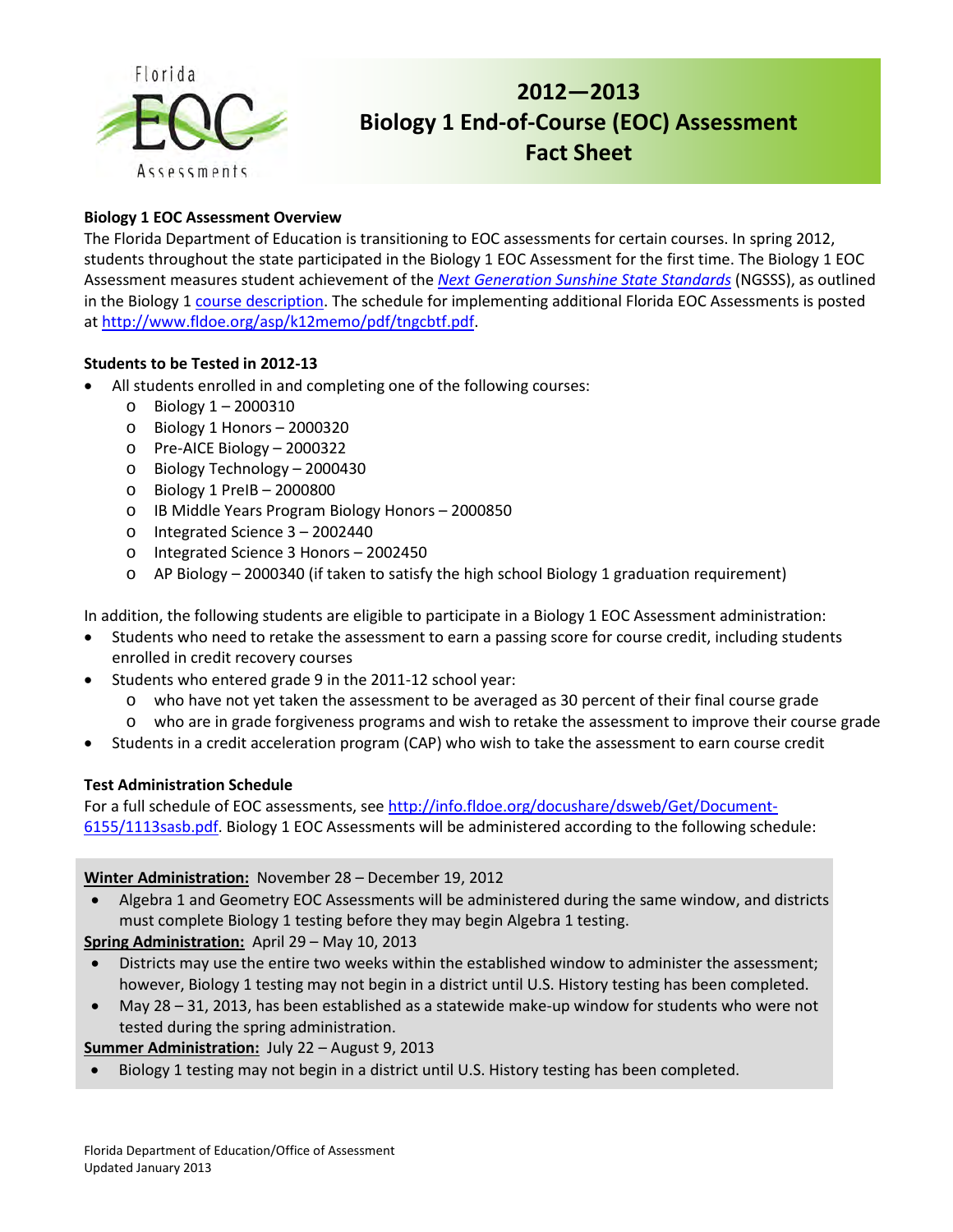# 2012—2013 Biology 1 End-of-Course (EOC) Assessment Fact Sheet

### Biology 1 EOC Assessment Overview

The Florida Department of Education is transitioning to EOC assessments for certain courses. In spring 2012, students throughout the state participated in the Biology 1 EOC Assessment for the first time. The Biology 1 EOC Assessment measures student achievement of the *Next Generation Sunshine State Standards* (NGSSS), as outlined in the Biology 1 course description. The schedule for implementing additional Florida EOC Assessments is posted at http://www.fldoe.org/asp/k12memo/pdf/tngcbtf.pdf.

### Students to be Tested in 2012-13

- All students enrolled in and completing one of the following courses:
  - Biology 1 – 2000310
  - Biology 1 Honors – 2000320
  - Pre-AICE Biology – 2000322
  - Biology Technology – 2000430
  - Biology 1 PreIB – 2000800
  - IB Middle Years Program Biology Honors – 2000850
  - Integrated Science 3 – 2002440
  - Integrated Science 3 Honors – 2002450
  - AP Biology – 2000340 (if taken to satisfy the high school Biology 1 graduation requirement)

In addition, the following students are eligible to participate in a Biology 1 EOC Assessment administration:

- Students who need to retake the assessment to earn a passing score for course credit, including students enrolled in credit recovery courses
- Students who entered grade 9 in the 2011-12 school year:
  - who have not yet taken the assessment to be averaged as 30 percent of their final course grade
  - who are in grade forgiveness programs and wish to retake the assessment to improve their course grade
- Students in a credit acceleration program (CAP) who wish to take the assessment to earn course credit

### Test Administration Schedule

For a full schedule of EOC assessments, see http://info.fldoe.org/docushare/dsweb/Get/Document-6155/1113sasb.pdf. Biology 1 EOC Assessments will be administered according to the following schedule:

**Winter Administration:** November 28 – December 19, 2012

- Algebra 1 and Geometry EOC Assessments will be administered during the same window, and districts must complete Biology 1 testing before they may begin Algebra 1 testing.

**Spring Administration:** April 29 – May 10, 2013

- Districts may use the entire two weeks within the established window to administer the assessment; however, Biology 1 testing may not begin in a district until U.S. History testing has been completed.
- May 28 – 31, 2013, has been established as a statewide make-up window for students who were not tested during the spring administration.

**Summer Administration:** July 22 – August 9, 2013

- Biology 1 testing may not begin in a district until U.S. History testing has been completed.

Florida Department of Education/Office of Assessment
Updated January 2013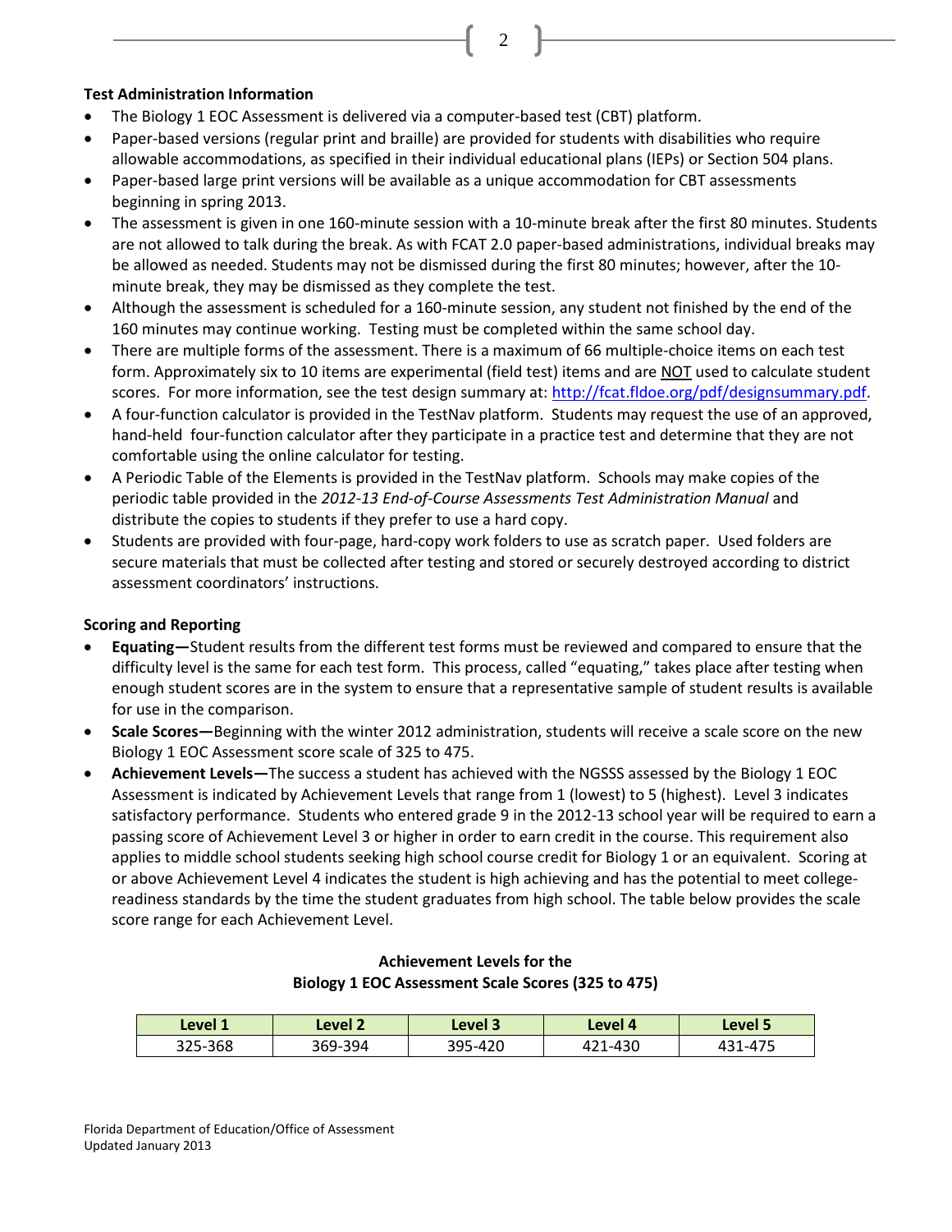**Test Administration Information**

- The Biology 1 EOC Assessment is delivered via a computer-based test (CBT) platform.
- Paper-based versions (regular print and braille) are provided for students with disabilities who require allowable accommodations, as specified in their individual educational plans (IEPs) or Section 504 plans.
- Paper-based large print versions will be available as a unique accommodation for CBT assessments beginning in spring 2013.
- The assessment is given in one 160-minute session with a 10-minute break after the first 80 minutes. Students are not allowed to talk during the break. As with FCAT 2.0 paper-based administrations, individual breaks may be allowed as needed. Students may not be dismissed during the first 80 minutes; however, after the 10-minute break, they may be dismissed as they complete the test.
- Although the assessment is scheduled for a 160-minute session, any student not finished by the end of the 160 minutes may continue working. Testing must be completed within the same school day.
- There are multiple forms of the assessment. There is a maximum of 66 multiple-choice items on each test form. Approximately six to 10 items are experimental (field test) items and are NOT used to calculate student scores. For more information, see the test design summary at: http://fcat.fldoe.org/pdf/designsummary.pdf.
- A four-function calculator is provided in the TestNav platform. Students may request the use of an approved, hand-held four-function calculator after they participate in a practice test and determine that they are not comfortable using the online calculator for testing.
- A Periodic Table of the Elements is provided in the TestNav platform. Schools may make copies of the periodic table provided in the *2012-13 End-of-Course Assessments Test Administration Manual* and distribute the copies to students if they prefer to use a hard copy.
- Students are provided with four-page, hard-copy work folders to use as scratch paper. Used folders are secure materials that must be collected after testing and stored or securely destroyed according to district assessment coordinators' instructions.

**Scoring and Reporting**

- **Equating—**Student results from the different test forms must be reviewed and compared to ensure that the difficulty level is the same for each test form. This process, called "equating," takes place after testing when enough student scores are in the system to ensure that a representative sample of student results is available for use in the comparison.
- **Scale Scores—**Beginning with the winter 2012 administration, students will receive a scale score on the new Biology 1 EOC Assessment score scale of 325 to 475.
- **Achievement Levels—**The success a student has achieved with the NGSSS assessed by the Biology 1 EOC Assessment is indicated by Achievement Levels that range from 1 (lowest) to 5 (highest). Level 3 indicates satisfactory performance. Students who entered grade 9 in the 2012-13 school year will be required to earn a passing score of Achievement Level 3 or higher in order to earn credit in the course. This requirement also applies to middle school students seeking high school course credit for Biology 1 or an equivalent. Scoring at or above Achievement Level 4 indicates the student is high achieving and has the potential to meet college-readiness standards by the time the student graduates from high school. The table below provides the scale score range for each Achievement Level.

**Achievement Levels for the Biology 1 EOC Assessment Scale Scores (325 to 475)**

| Level 1 | Level 2 | Level 3 | Level 4 | Level 5 |
|---|---|---|---|---|
| 325-368 | 369-394 | 395-420 | 421-430 | 431-475 |

Florida Department of Education/Office of Assessment
Updated January 2013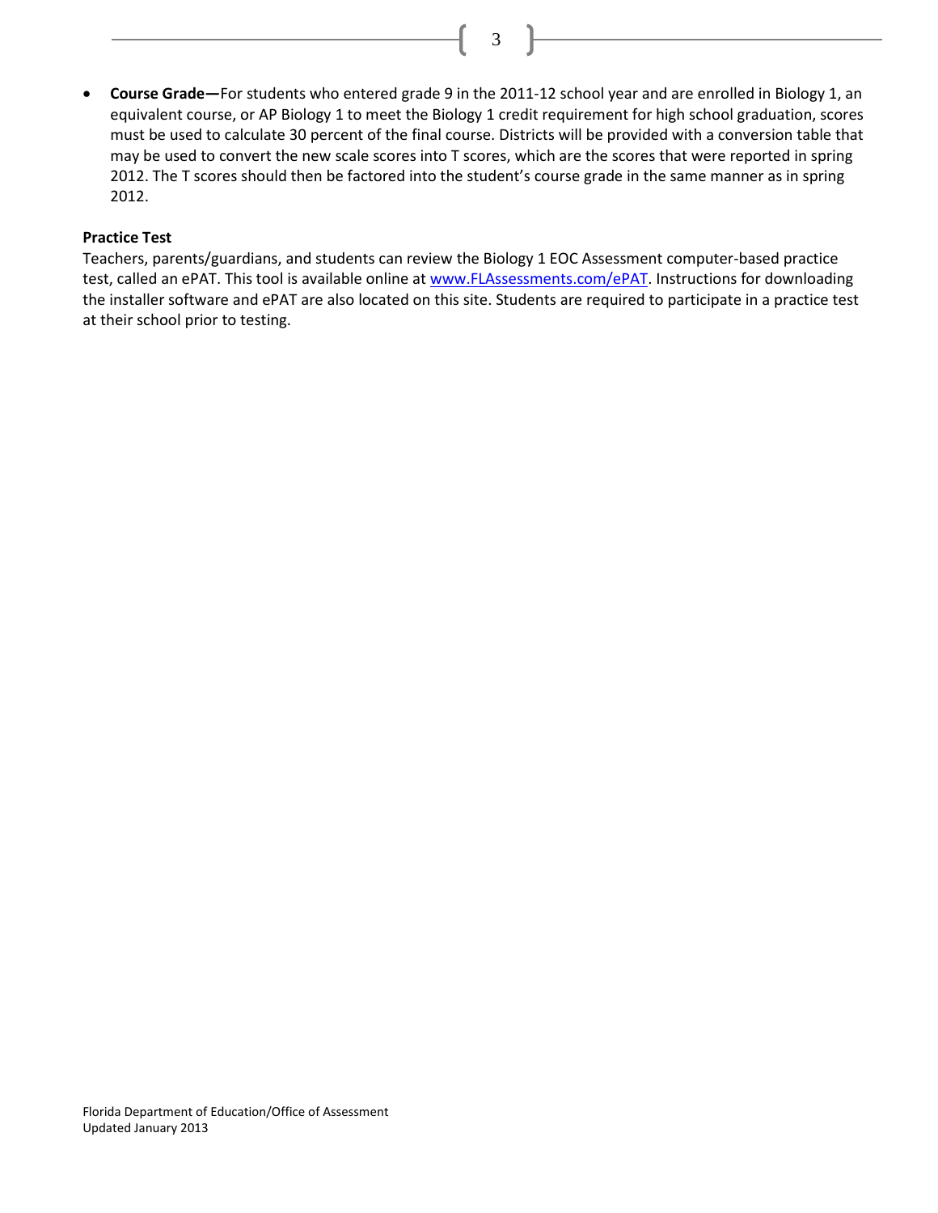- **Course Grade—**For students who entered grade 9 in the 2011-12 school year and are enrolled in Biology 1, an equivalent course, or AP Biology 1 to meet the Biology 1 credit requirement for high school graduation, scores must be used to calculate 30 percent of the final course. Districts will be provided with a conversion table that may be used to convert the new scale scores into T scores, which are the scores that were reported in spring 2012. The T scores should then be factored into the student's course grade in the same manner as in spring 2012.

**Practice Test**

Teachers, parents/guardians, and students can review the Biology 1 EOC Assessment computer-based practice test, called an ePAT. This tool is available online at [www.FLAssessments.com/ePAT](http://www.FLAssessments.com/ePAT). Instructions for downloading the installer software and ePAT are also located on this site. Students are required to participate in a practice test at their school prior to testing.